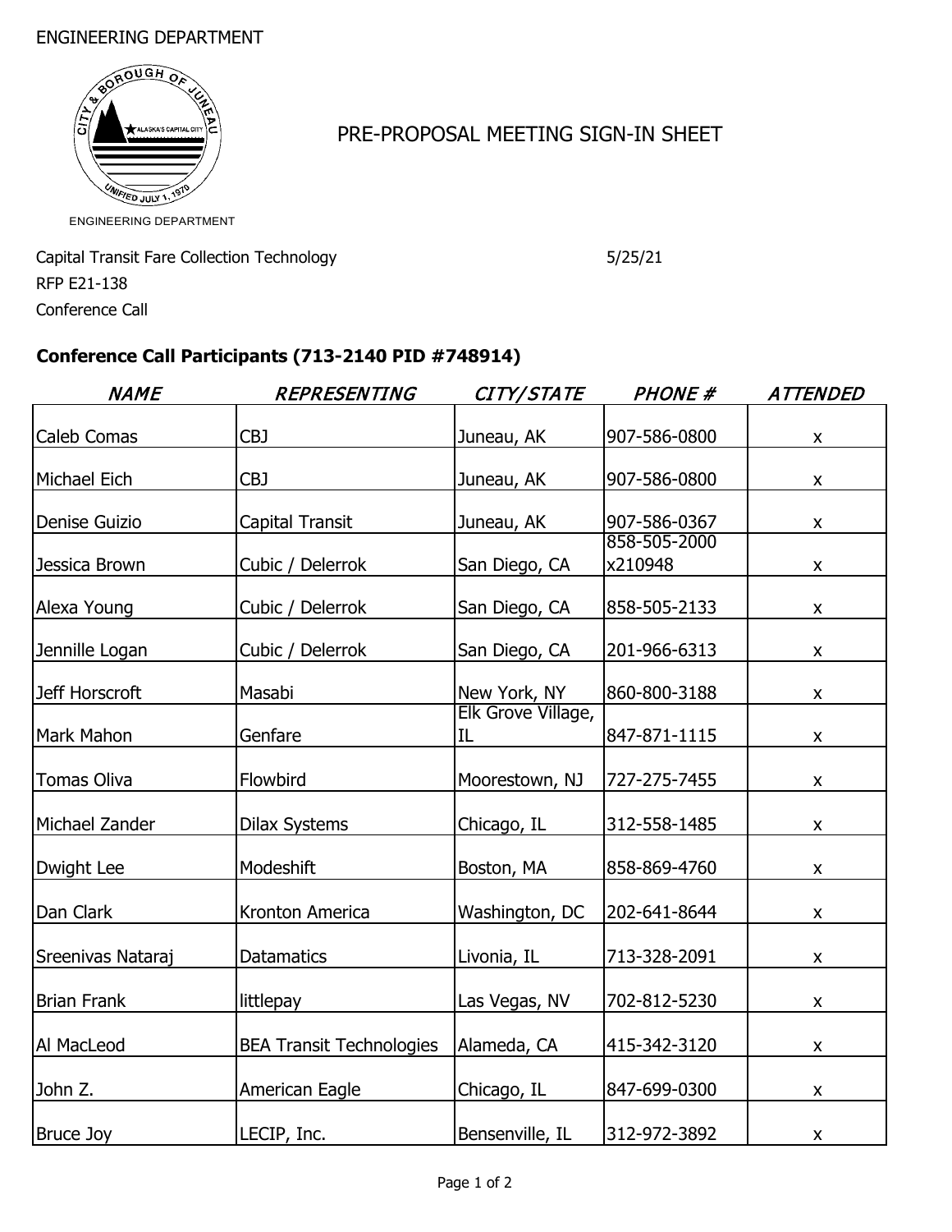ENGINEERING DEPARTMENT

ENGINEERING DEPARTMENT

# PRE-PROPOSAL MEETING SIGN-IN SHEET

Capital Transit Fare Collection Technology 5/25/21

RFP E21-138

Conference Call

## Conference Call Participants (713-2140 PID #748914)

| *NAME* | *REPRESENTING* | *CITY/STATE* | *PHONE #* | *ATTENDED* |
|---|---|---|---|---|
| Caleb Comas | CBJ | Juneau, AK | 907-586-0800 | x |
| Michael Eich | CBJ | Juneau, AK | 907-586-0800 | x |
| Denise Guizio | Capital Transit | Juneau, AK | 907-586-0367 | x |
| Jessica Brown | Cubic / Delerrok | San Diego, CA | 858-505-2000 x210948 | x |
| Alexa Young | Cubic / Delerrok | San Diego, CA | 858-505-2133 | x |
| Jennille Logan | Cubic / Delerrok | San Diego, CA | 201-966-6313 | x |
| Jeff Horscroft | Masabi | New York, NY | 860-800-3188 | x |
| Mark Mahon | Genfare | Elk Grove Village, IL | 847-871-1115 | x |
| Tomas Oliva | Flowbird | Moorestown, NJ | 727-275-7455 | x |
| Michael Zander | Dilax Systems | Chicago, IL | 312-558-1485 | x |
| Dwight Lee | Modeshift | Boston, MA | 858-869-4760 | x |
| Dan Clark | Kronton America | Washington, DC | 202-641-8644 | x |
| Sreenivas Nataraj | Datamatics | Livonia, IL | 713-328-2091 | x |
| Brian Frank | littlepay | Las Vegas, NV | 702-812-5230 | x |
| Al MacLeod | BEA Transit Technologies | Alameda, CA | 415-342-3120 | x |
| John Z. | American Eagle | Chicago, IL | 847-699-0300 | x |
| Bruce Joy | LECIP, Inc. | Bensenville, IL | 312-972-3892 | x |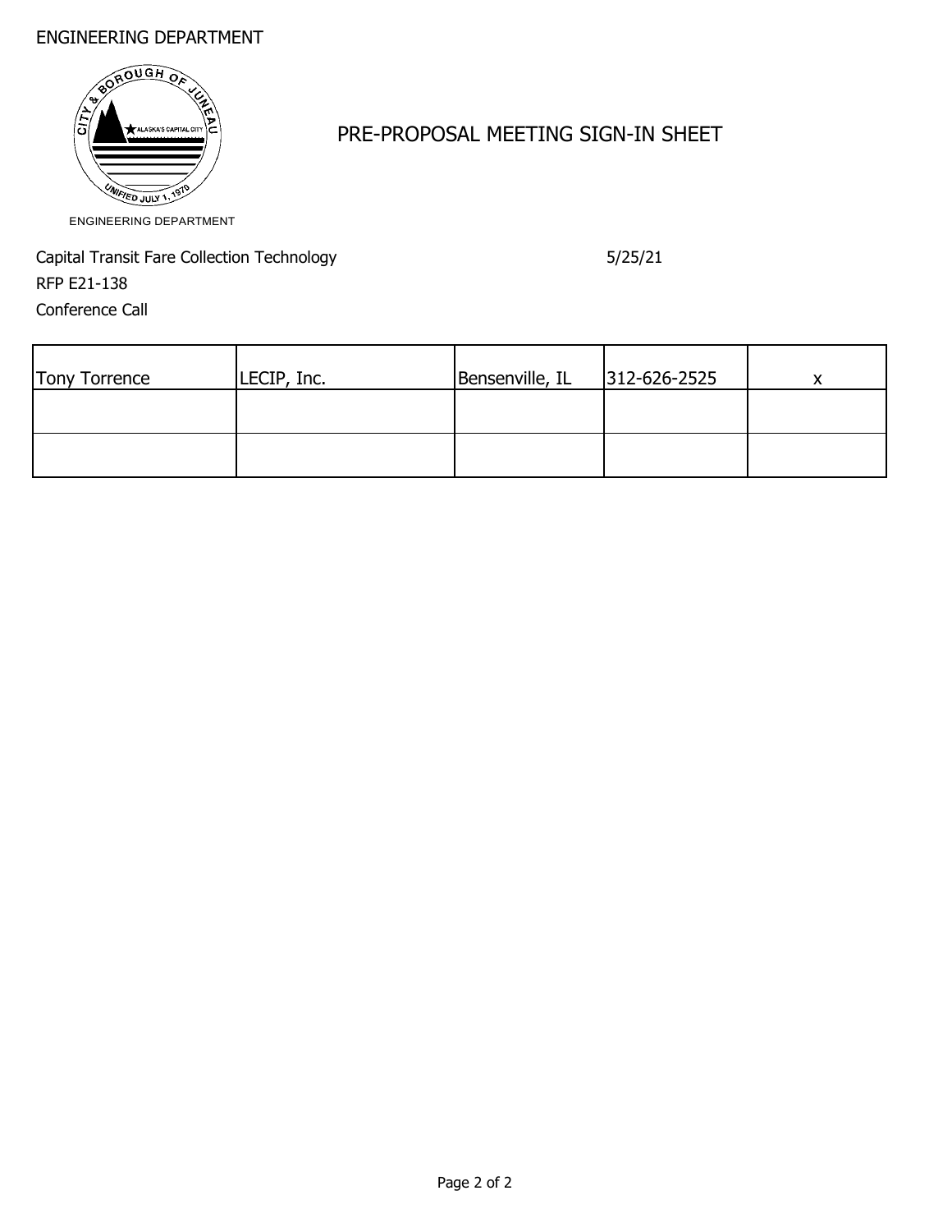ENGINEERING DEPARTMENT

# PRE-PROPOSAL MEETING SIGN-IN SHEET

ENGINEERING DEPARTMENT

Capital Transit Fare Collection Technology

5/25/21

RFP E21-138

Conference Call

| | | | | |
|---|---|---|---|---|
| Tony Torrence | LECIP, Inc. | Bensenville, IL | 312-626-2525 | x |
| | | | | |
| | | | | |